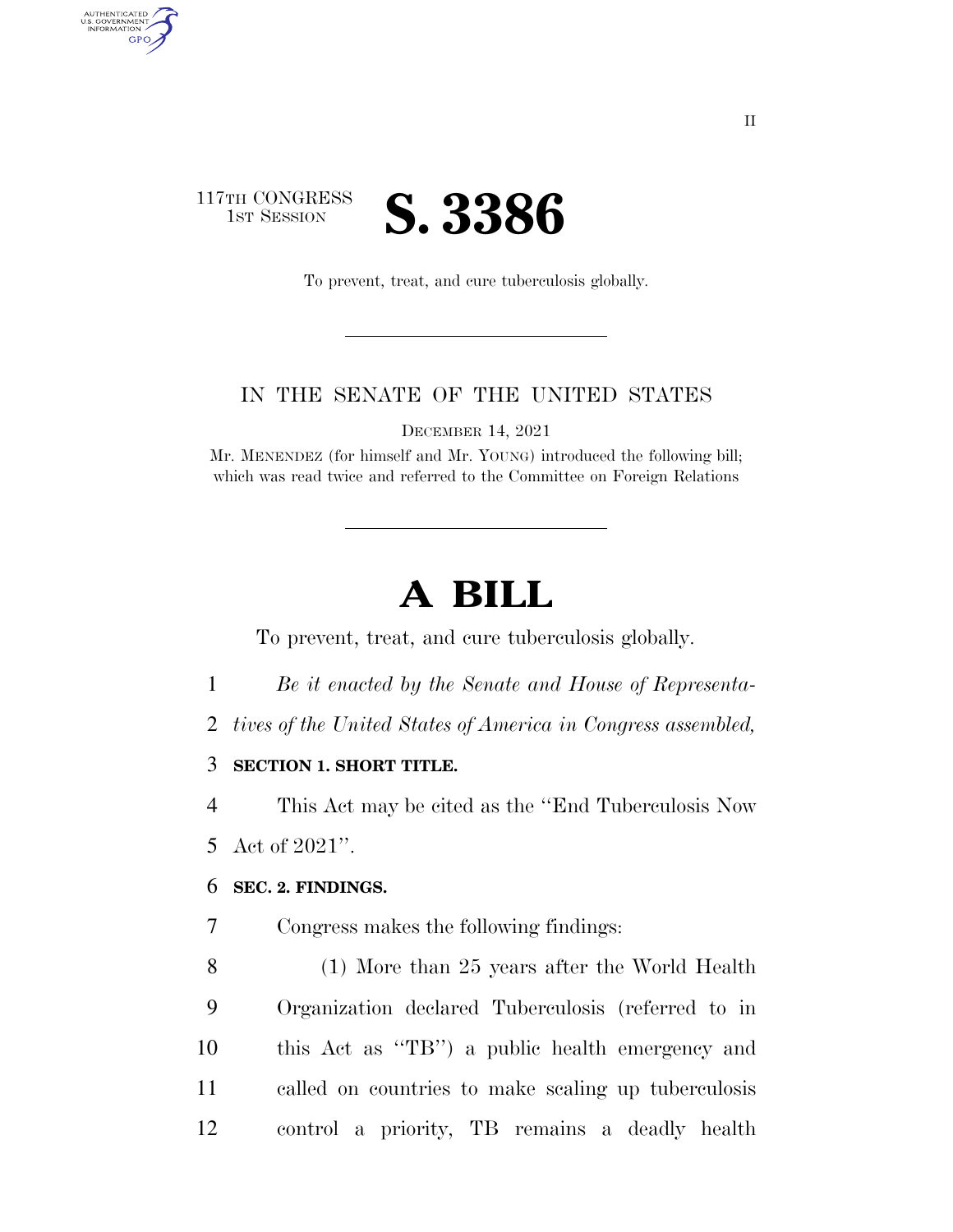117TH CONGRESS
1ST SESSION

# S. 3386

To prevent, treat, and cure tuberculosis globally.

IN THE SENATE OF THE UNITED STATES

DECEMBER 14, 2021

Mr. MENENDEZ (for himself and Mr. YOUNG) introduced the following bill; which was read twice and referred to the Committee on Foreign Relations

# A BILL

To prevent, treat, and cure tuberculosis globally.

*Be it enacted by the Senate and House of Representatives of the United States of America in Congress assembled,*

**SECTION 1. SHORT TITLE.**

This Act may be cited as the "End Tuberculosis Now Act of 2021".

**SEC. 2. FINDINGS.**

Congress makes the following findings:

(1) More than 25 years after the World Health Organization declared Tuberculosis (referred to in this Act as "TB") a public health emergency and called on countries to make scaling up tuberculosis control a priority, TB remains a deadly health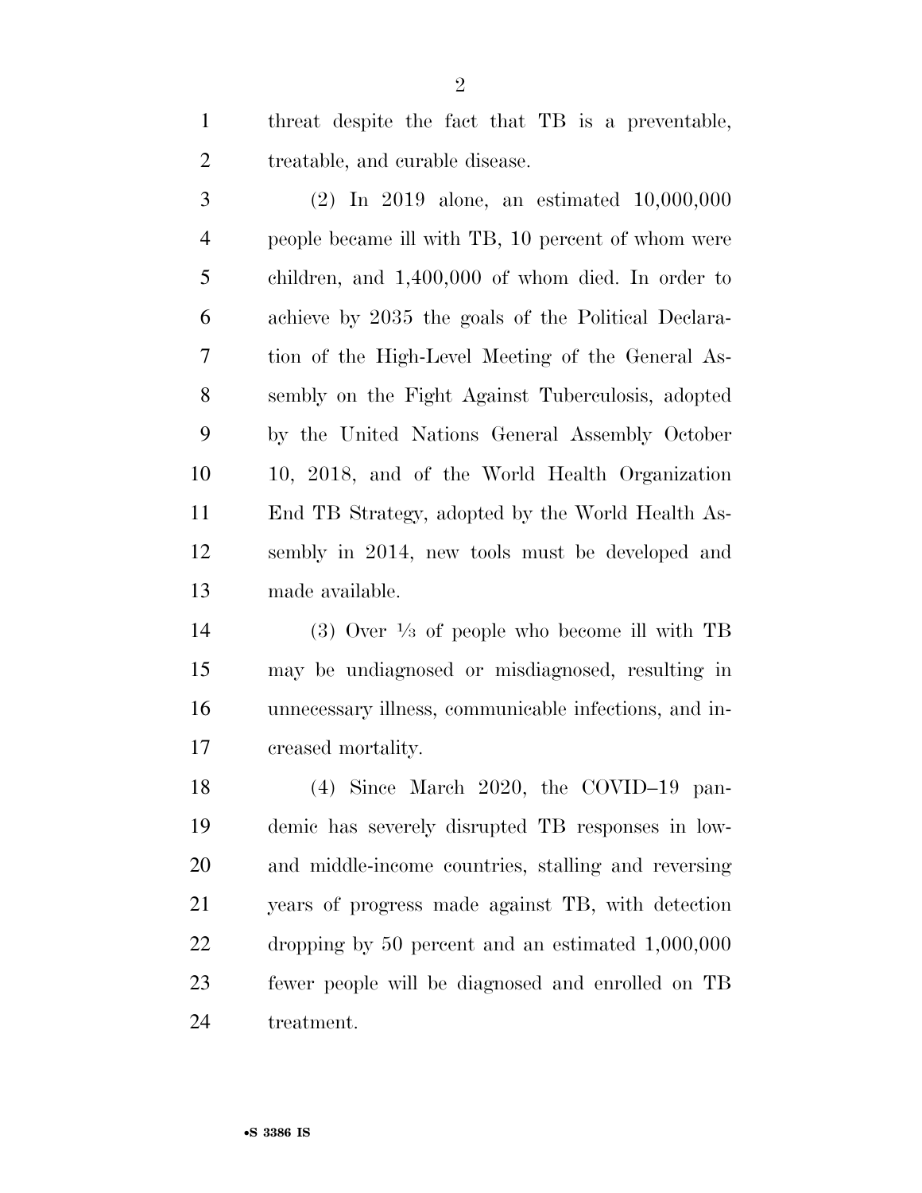threat despite the fact that TB is a preventable, treatable, and curable disease.

(2) In 2019 alone, an estimated 10,000,000 people became ill with TB, 10 percent of whom were children, and 1,400,000 of whom died. In order to achieve by 2035 the goals of the Political Declaration of the High-Level Meeting of the General Assembly on the Fight Against Tuberculosis, adopted by the United Nations General Assembly October 10, 2018, and of the World Health Organization End TB Strategy, adopted by the World Health Assembly in 2014, new tools must be developed and made available.

(3) Over ⅓ of people who become ill with TB may be undiagnosed or misdiagnosed, resulting in unnecessary illness, communicable infections, and increased mortality.

(4) Since March 2020, the COVID–19 pandemic has severely disrupted TB responses in low- and middle-income countries, stalling and reversing years of progress made against TB, with detection dropping by 50 percent and an estimated 1,000,000 fewer people will be diagnosed and enrolled on TB treatment.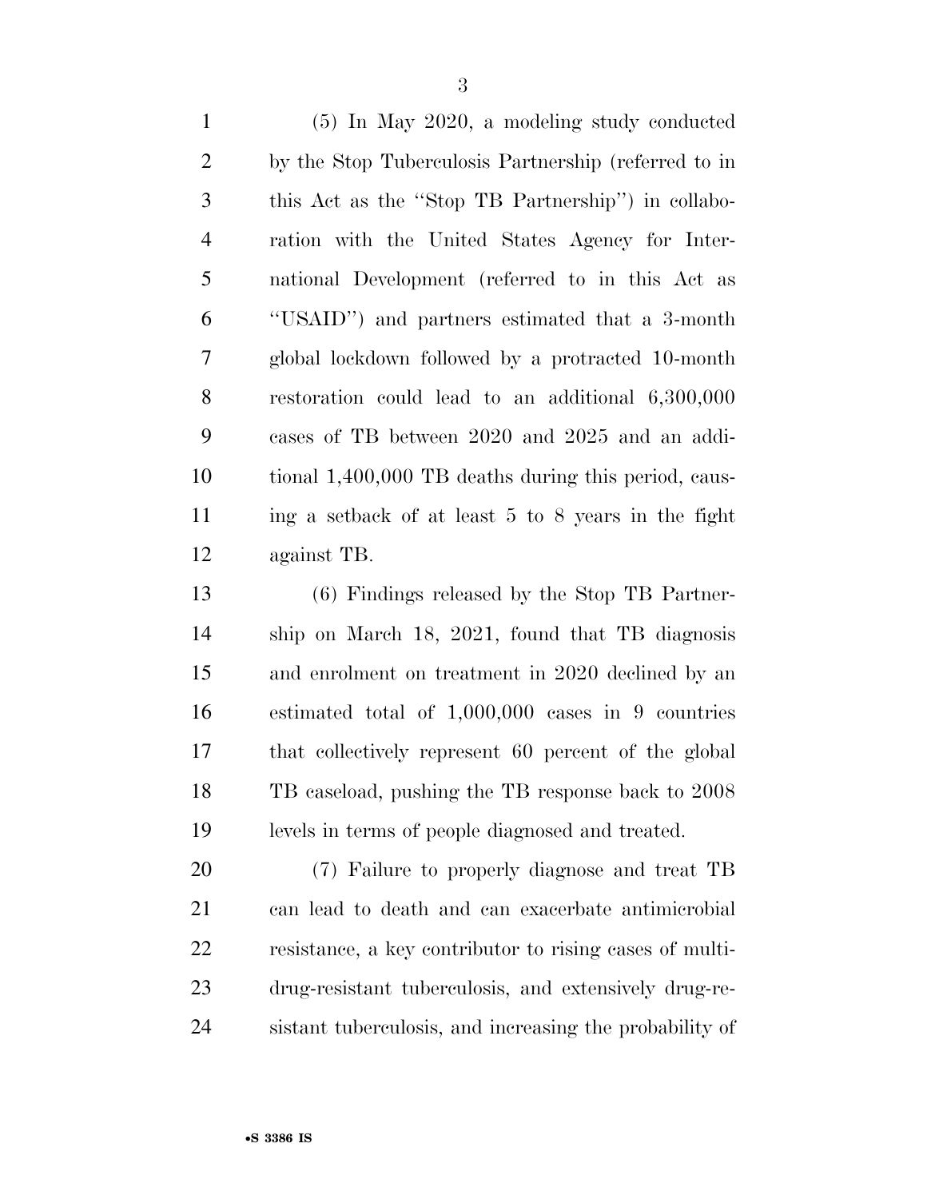(5) In May 2020, a modeling study conducted by the Stop Tuberculosis Partnership (referred to in this Act as the "Stop TB Partnership") in collaboration with the United States Agency for International Development (referred to in this Act as "USAID") and partners estimated that a 3-month global lockdown followed by a protracted 10-month restoration could lead to an additional 6,300,000 cases of TB between 2020 and 2025 and an additional 1,400,000 TB deaths during this period, causing a setback of at least 5 to 8 years in the fight against TB.

(6) Findings released by the Stop TB Partnership on March 18, 2021, found that TB diagnosis and enrolment on treatment in 2020 declined by an estimated total of 1,000,000 cases in 9 countries that collectively represent 60 percent of the global TB caseload, pushing the TB response back to 2008 levels in terms of people diagnosed and treated.

(7) Failure to properly diagnose and treat TB can lead to death and can exacerbate antimicrobial resistance, a key contributor to rising cases of multi-drug-resistant tuberculosis, and extensively drug-resistant tuberculosis, and increasing the probability of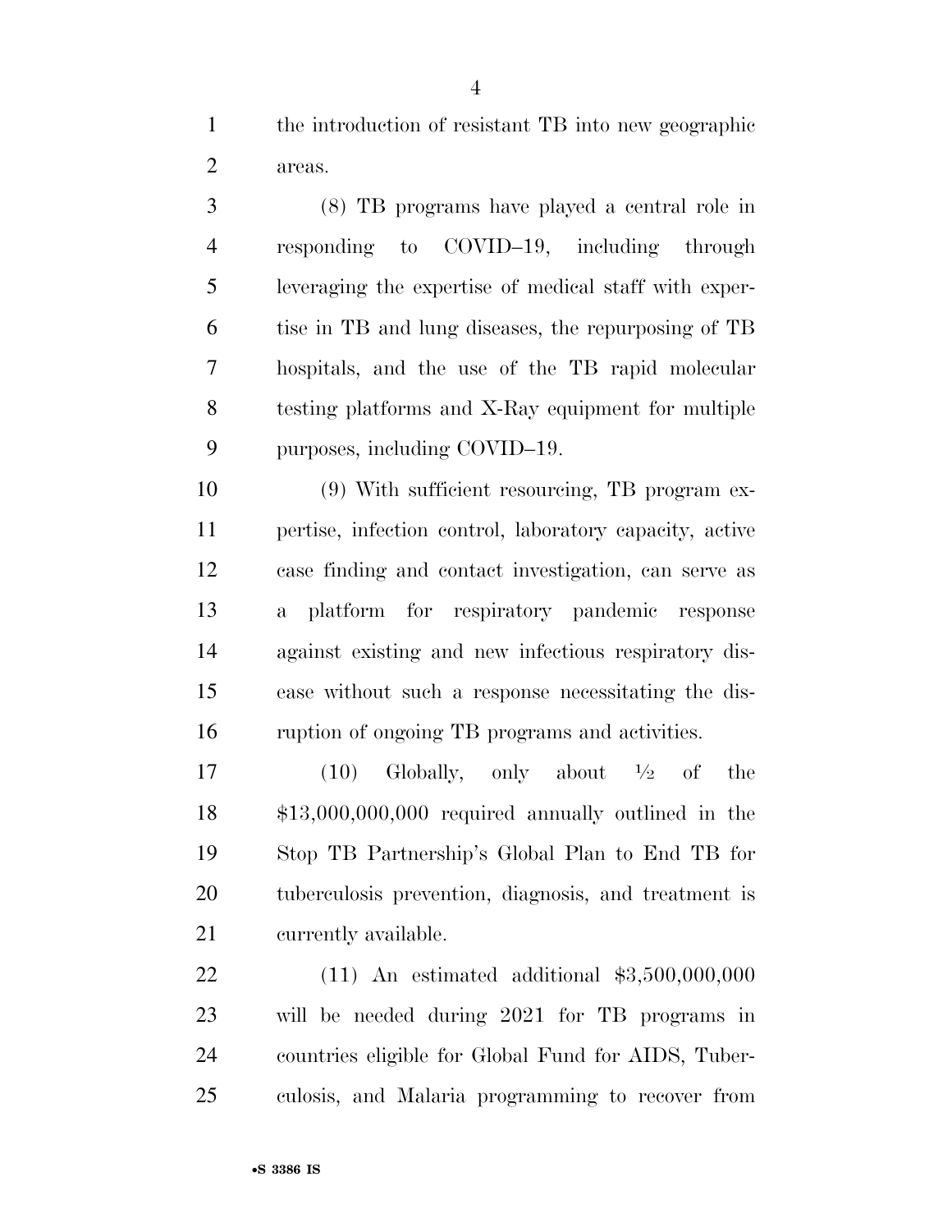the introduction of resistant TB into new geographic areas.

(8) TB programs have played a central role in responding to COVID–19, including through leveraging the expertise of medical staff with expertise in TB and lung diseases, the repurposing of TB hospitals, and the use of the TB rapid molecular testing platforms and X-Ray equipment for multiple purposes, including COVID–19.

(9) With sufficient resourcing, TB program expertise, infection control, laboratory capacity, active case finding and contact investigation, can serve as a platform for respiratory pandemic response against existing and new infectious respiratory disease without such a response necessitating the disruption of ongoing TB programs and activities.

(10) Globally, only about ½ of the $13,000,000,000 required annually outlined in the Stop TB Partnership's Global Plan to End TB for tuberculosis prevention, diagnosis, and treatment is currently available.

(11) An estimated additional $3,500,000,000 will be needed during 2021 for TB programs in countries eligible for Global Fund for AIDS, Tuberculosis, and Malaria programming to recover from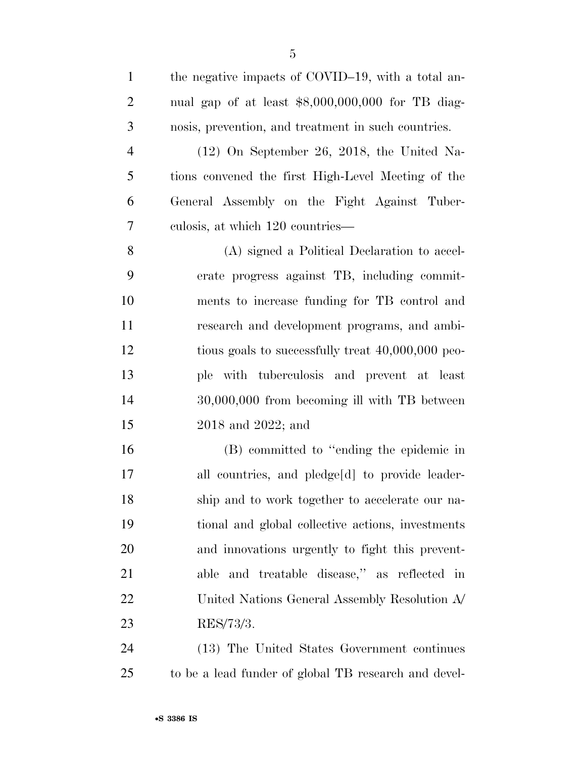the negative impacts of COVID–19, with a total annual gap of at least $8,000,000,000 for TB diagnosis, prevention, and treatment in such countries.

(12) On September 26, 2018, the United Nations convened the first High-Level Meeting of the General Assembly on the Fight Against Tuberculosis, at which 120 countries—

(A) signed a Political Declaration to accelerate progress against TB, including commitments to increase funding for TB control and research and development programs, and ambitious goals to successfully treat 40,000,000 people with tuberculosis and prevent at least 30,000,000 from becoming ill with TB between 2018 and 2022; and

(B) committed to "ending the epidemic in all countries, and pledge[d] to provide leadership and to work together to accelerate our national and global collective actions, investments and innovations urgently to fight this preventable and treatable disease," as reflected in United Nations General Assembly Resolution A/RES/73/3.

(13) The United States Government continues to be a lead funder of global TB research and devel-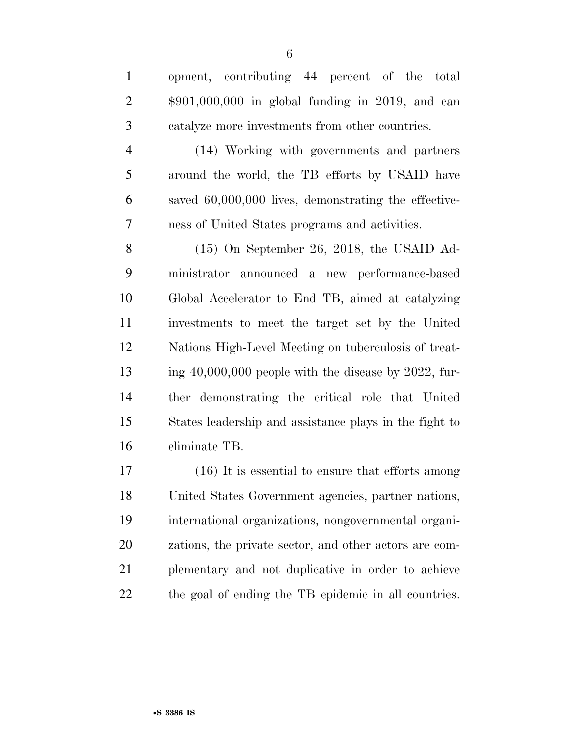opment, contributing 44 percent of the total $901,000,000 in global funding in 2019, and can catalyze more investments from other countries.

(14) Working with governments and partners around the world, the TB efforts by USAID have saved 60,000,000 lives, demonstrating the effectiveness of United States programs and activities.

(15) On September 26, 2018, the USAID Administrator announced a new performance-based Global Accelerator to End TB, aimed at catalyzing investments to meet the target set by the United Nations High-Level Meeting on tuberculosis of treating 40,000,000 people with the disease by 2022, further demonstrating the critical role that United States leadership and assistance plays in the fight to eliminate TB.

(16) It is essential to ensure that efforts among United States Government agencies, partner nations, international organizations, nongovernmental organizations, the private sector, and other actors are complementary and not duplicative in order to achieve the goal of ending the TB epidemic in all countries.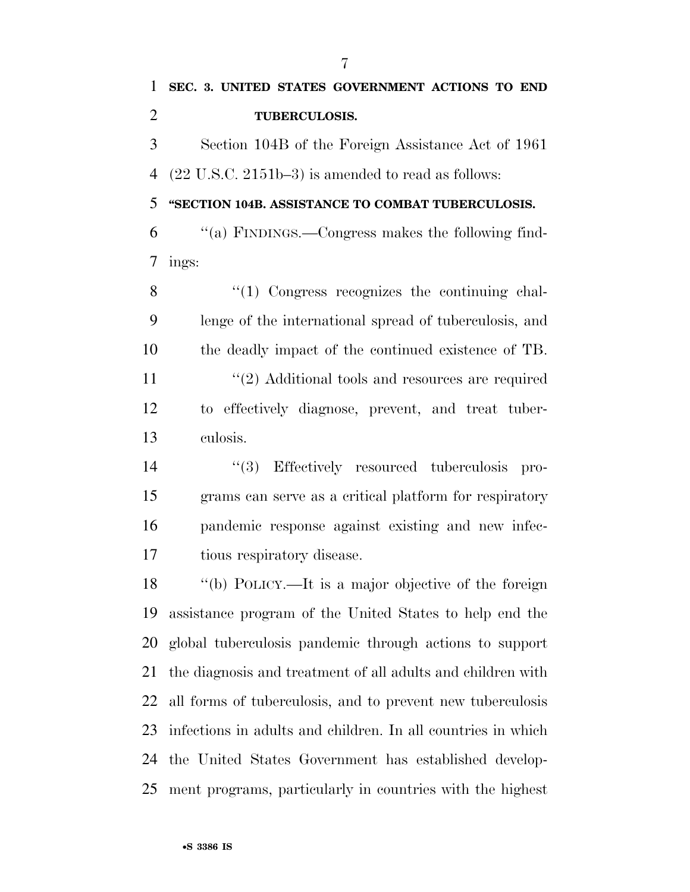**SEC. 3. UNITED STATES GOVERNMENT ACTIONS TO END TUBERCULOSIS.**

Section 104B of the Foreign Assistance Act of 1961 (22 U.S.C. 2151b–3) is amended to read as follows:

**"SECTION 104B. ASSISTANCE TO COMBAT TUBERCULOSIS.**

"(a) FINDINGS.—Congress makes the following findings:

"(1) Congress recognizes the continuing challenge of the international spread of tuberculosis, and the deadly impact of the continued existence of TB.

"(2) Additional tools and resources are required to effectively diagnose, prevent, and treat tuberculosis.

"(3) Effectively resourced tuberculosis programs can serve as a critical platform for respiratory pandemic response against existing and new infectious respiratory disease.

"(b) POLICY.—It is a major objective of the foreign assistance program of the United States to help end the global tuberculosis pandemic through actions to support the diagnosis and treatment of all adults and children with all forms of tuberculosis, and to prevent new tuberculosis infections in adults and children. In all countries in which the United States Government has established development programs, particularly in countries with the highest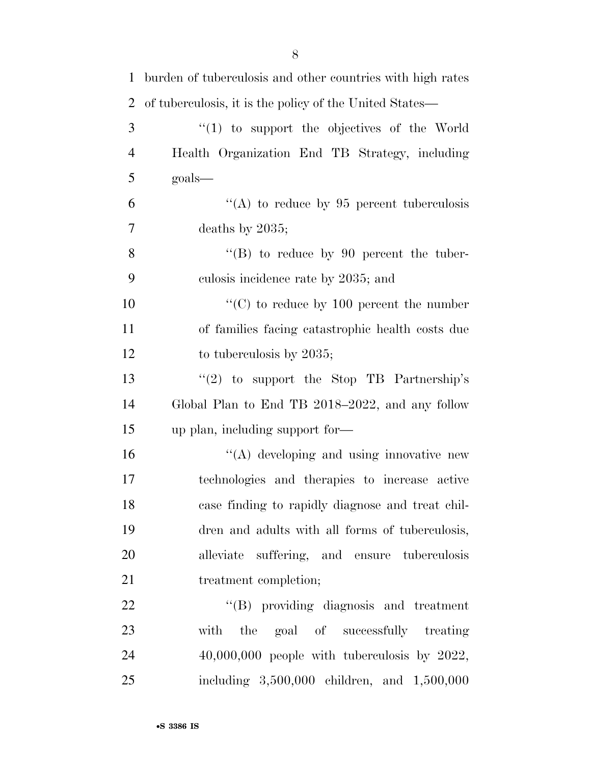burden of tuberculosis and other countries with high rates of tuberculosis, it is the policy of the United States—

"(1) to support the objectives of the World Health Organization End TB Strategy, including goals—

"(A) to reduce by 95 percent tuberculosis deaths by 2035;

"(B) to reduce by 90 percent the tuberculosis incidence rate by 2035; and

"(C) to reduce by 100 percent the number of families facing catastrophic health costs due to tuberculosis by 2035;

"(2) to support the Stop TB Partnership's Global Plan to End TB 2018–2022, and any follow up plan, including support for—

"(A) developing and using innovative new technologies and therapies to increase active case finding to rapidly diagnose and treat children and adults with all forms of tuberculosis, alleviate suffering, and ensure tuberculosis treatment completion;

"(B) providing diagnosis and treatment with the goal of successfully treating 40,000,000 people with tuberculosis by 2022, including 3,500,000 children, and 1,500,000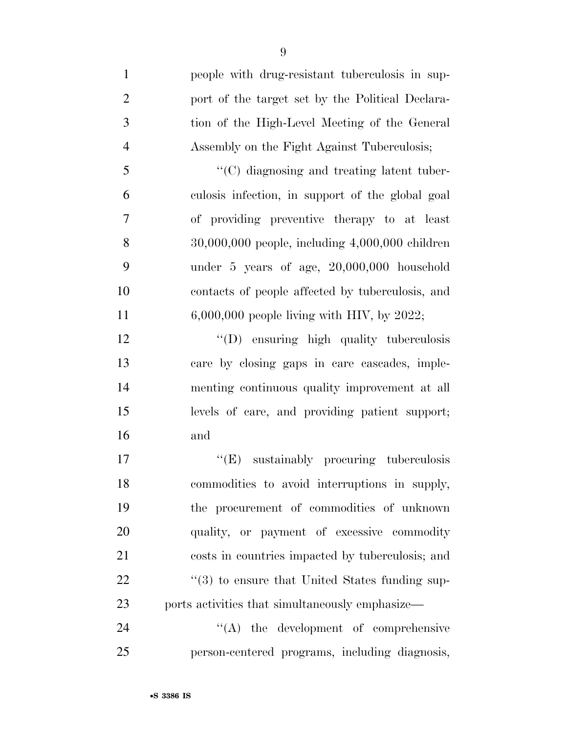people with drug-resistant tuberculosis in support of the target set by the Political Declaration of the High-Level Meeting of the General Assembly on the Fight Against Tuberculosis;

''(C) diagnosing and treating latent tuberculosis infection, in support of the global goal of providing preventive therapy to at least 30,000,000 people, including 4,000,000 children under 5 years of age, 20,000,000 household contacts of people affected by tuberculosis, and 6,000,000 people living with HIV, by 2022;

''(D) ensuring high quality tuberculosis care by closing gaps in care cascades, implementing continuous quality improvement at all levels of care, and providing patient support; and

''(E) sustainably procuring tuberculosis commodities to avoid interruptions in supply, the procurement of commodities of unknown quality, or payment of excessive commodity costs in countries impacted by tuberculosis; and

''(3) to ensure that United States funding supports activities that simultaneously emphasize—

''(A) the development of comprehensive person-centered programs, including diagnosis,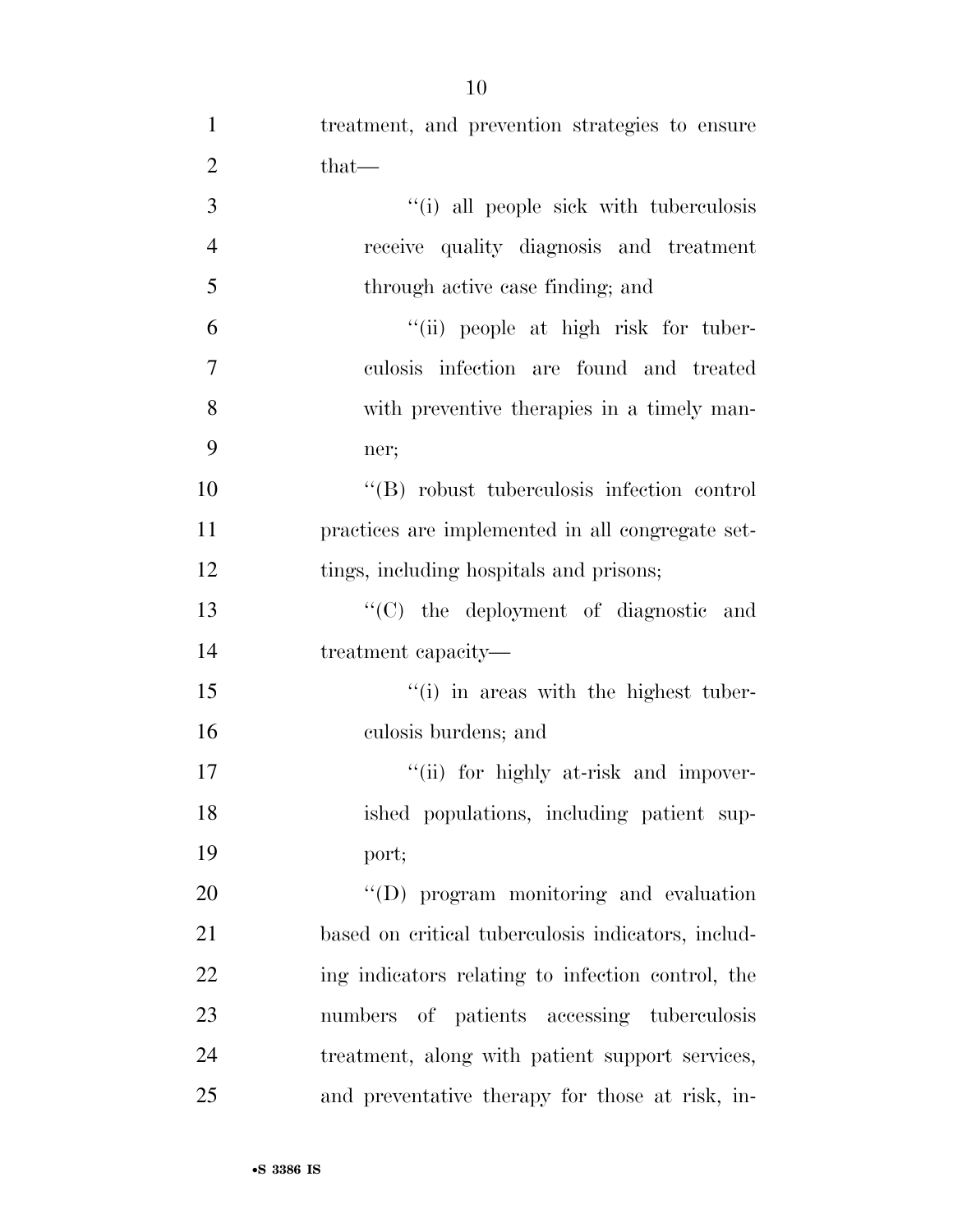treatment, and prevention strategies to ensure that—

''(i) all people sick with tuberculosis receive quality diagnosis and treatment through active case finding; and

''(ii) people at high risk for tuberculosis infection are found and treated with preventive therapies in a timely manner;

''(B) robust tuberculosis infection control practices are implemented in all congregate settings, including hospitals and prisons;

''(C) the deployment of diagnostic and treatment capacity—

''(i) in areas with the highest tuberculosis burdens; and

''(ii) for highly at-risk and impoverished populations, including patient support;

''(D) program monitoring and evaluation based on critical tuberculosis indicators, including indicators relating to infection control, the numbers of patients accessing tuberculosis treatment, along with patient support services, and preventative therapy for those at risk, in-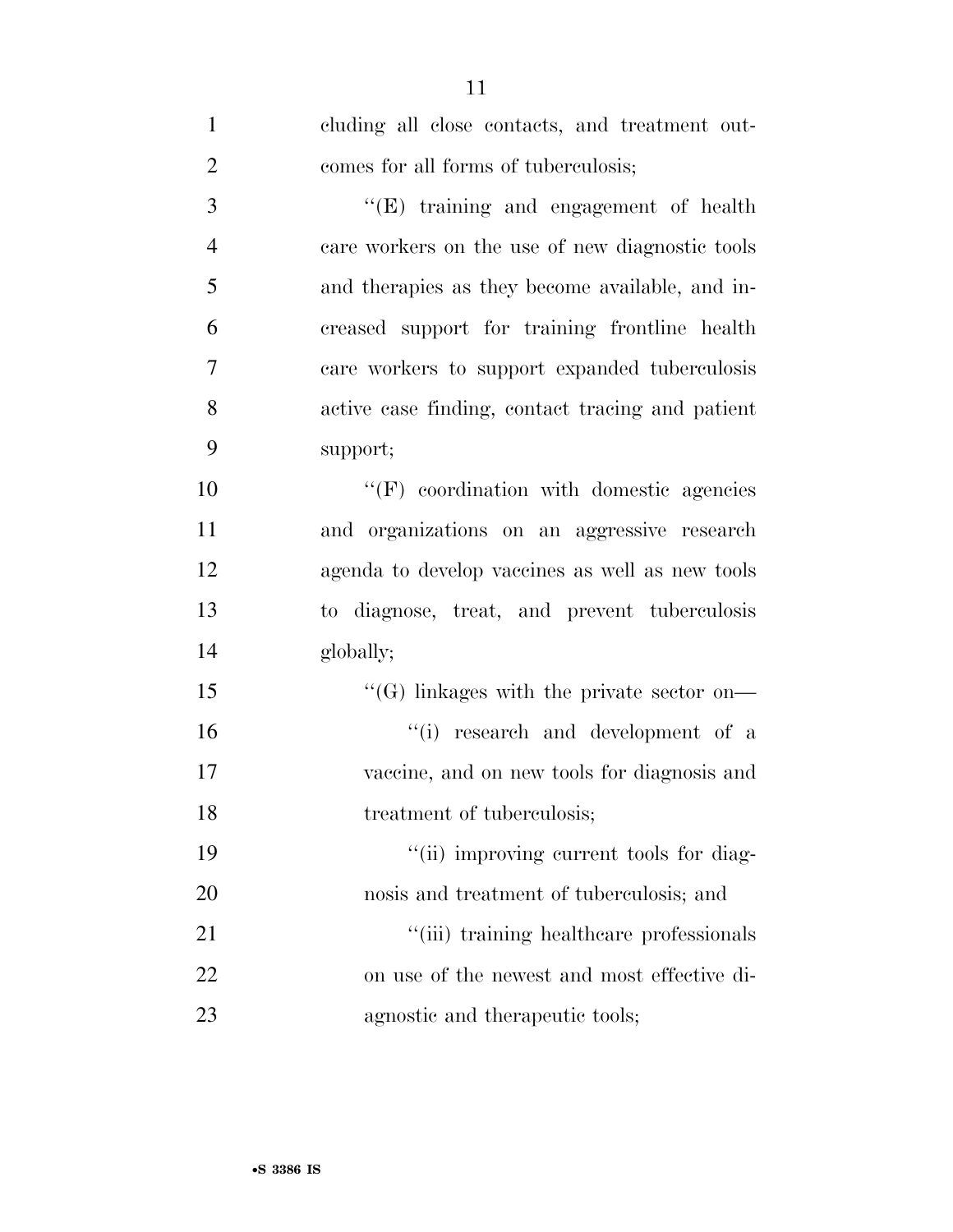cluding all close contacts, and treatment outcomes for all forms of tuberculosis;

''(E) training and engagement of health care workers on the use of new diagnostic tools and therapies as they become available, and increased support for training frontline health care workers to support expanded tuberculosis active case finding, contact tracing and patient support;

''(F) coordination with domestic agencies and organizations on an aggressive research agenda to develop vaccines as well as new tools to diagnose, treat, and prevent tuberculosis globally;

''(G) linkages with the private sector on—

''(i) research and development of a vaccine, and on new tools for diagnosis and treatment of tuberculosis;

''(ii) improving current tools for diagnosis and treatment of tuberculosis; and

''(iii) training healthcare professionals on use of the newest and most effective diagnostic and therapeutic tools;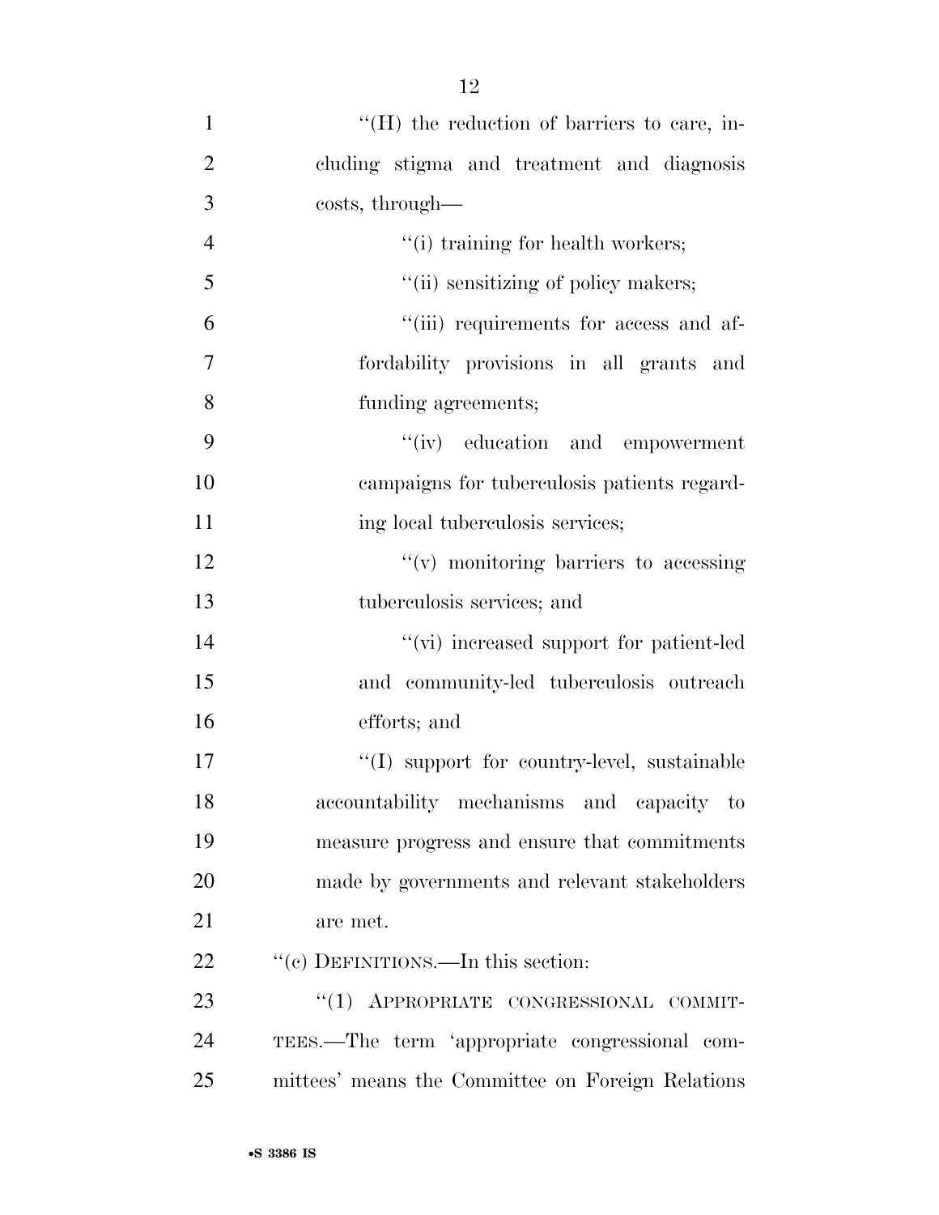''(H) the reduction of barriers to care, including stigma and treatment and diagnosis costs, through—

''(i) training for health workers;

''(ii) sensitizing of policy makers;

''(iii) requirements for access and affordability provisions in all grants and funding agreements;

''(iv) education and empowerment campaigns for tuberculosis patients regarding local tuberculosis services;

''(v) monitoring barriers to accessing tuberculosis services; and

''(vi) increased support for patient-led and community-led tuberculosis outreach efforts; and

''(I) support for country-level, sustainable accountability mechanisms and capacity to measure progress and ensure that commitments made by governments and relevant stakeholders are met.

''(c) DEFINITIONS.—In this section:

''(1) APPROPRIATE CONGRESSIONAL COMMITTEES.—The term 'appropriate congressional committees' means the Committee on Foreign Relations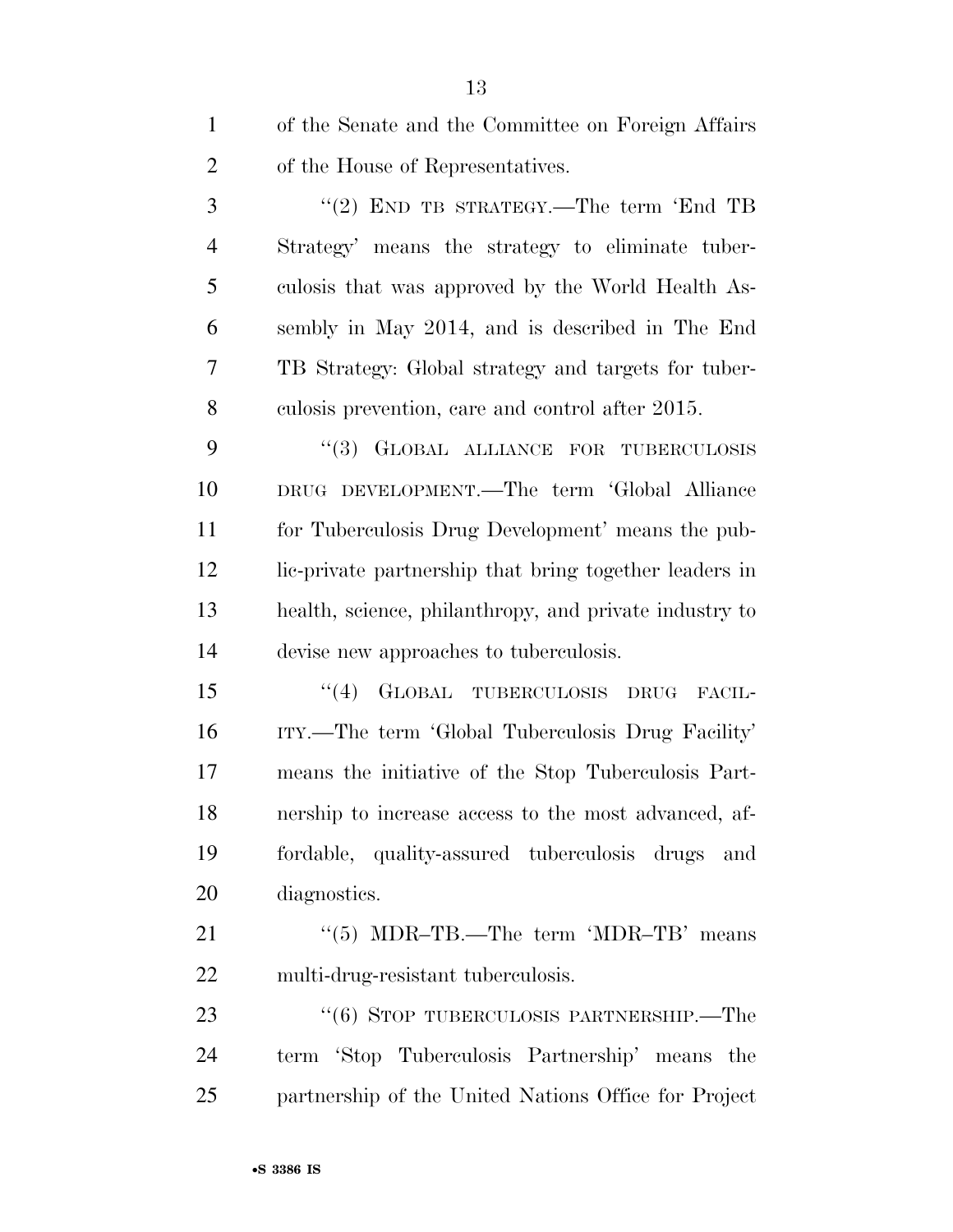of the Senate and the Committee on Foreign Affairs of the House of Representatives.

"(2) END TB STRATEGY.—The term 'End TB Strategy' means the strategy to eliminate tuberculosis that was approved by the World Health Assembly in May 2014, and is described in The End TB Strategy: Global strategy and targets for tuberculosis prevention, care and control after 2015.

"(3) GLOBAL ALLIANCE FOR TUBERCULOSIS DRUG DEVELOPMENT.—The term 'Global Alliance for Tuberculosis Drug Development' means the public-private partnership that bring together leaders in health, science, philanthropy, and private industry to devise new approaches to tuberculosis.

"(4) GLOBAL TUBERCULOSIS DRUG FACILITY.—The term 'Global Tuberculosis Drug Facility' means the initiative of the Stop Tuberculosis Partnership to increase access to the most advanced, affordable, quality-assured tuberculosis drugs and diagnostics.

"(5) MDR–TB.—The term 'MDR–TB' means multi-drug-resistant tuberculosis.

"(6) STOP TUBERCULOSIS PARTNERSHIP.—The term 'Stop Tuberculosis Partnership' means the partnership of the United Nations Office for Project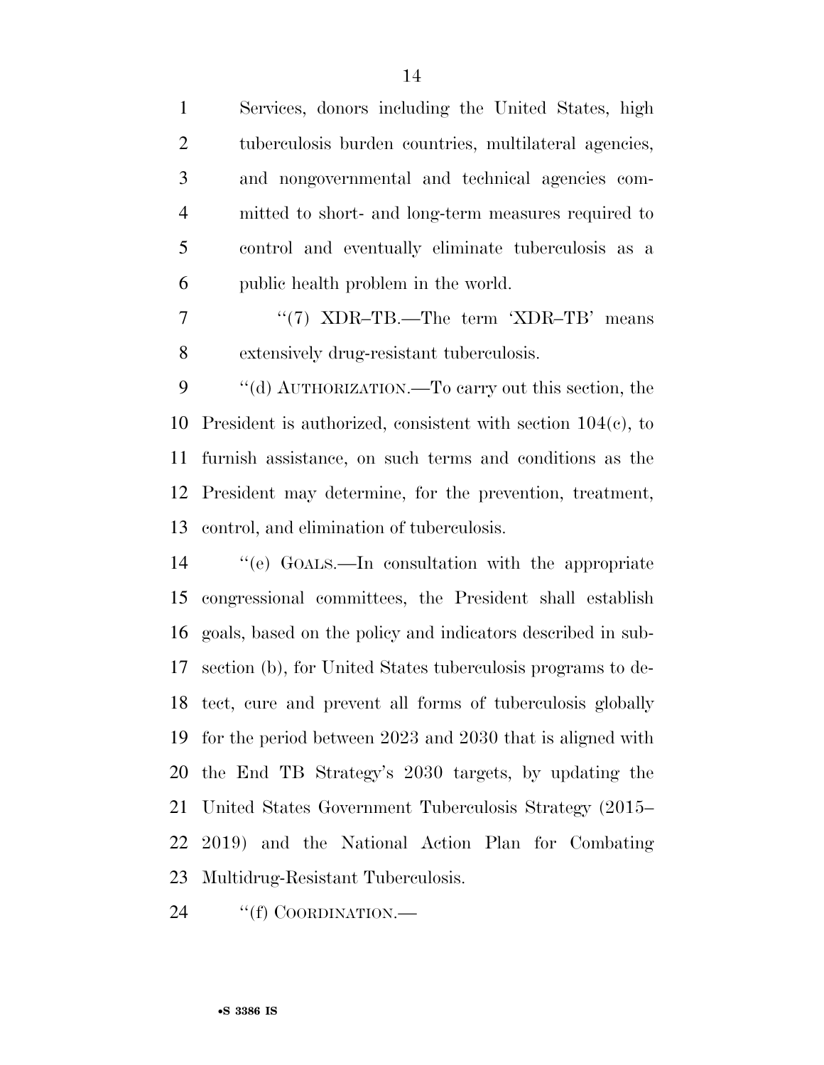Services, donors including the United States, high tuberculosis burden countries, multilateral agencies, and nongovernmental and technical agencies committed to short- and long-term measures required to control and eventually eliminate tuberculosis as a public health problem in the world.

''(7) XDR–TB.—The term 'XDR–TB' means extensively drug-resistant tuberculosis.

''(d) AUTHORIZATION.—To carry out this section, the President is authorized, consistent with section 104(c), to furnish assistance, on such terms and conditions as the President may determine, for the prevention, treatment, control, and elimination of tuberculosis.

''(e) GOALS.—In consultation with the appropriate congressional committees, the President shall establish goals, based on the policy and indicators described in subsection (b), for United States tuberculosis programs to detect, cure and prevent all forms of tuberculosis globally for the period between 2023 and 2030 that is aligned with the End TB Strategy's 2030 targets, by updating the United States Government Tuberculosis Strategy (2015–2019) and the National Action Plan for Combating Multidrug-Resistant Tuberculosis.

''(f) COORDINATION.—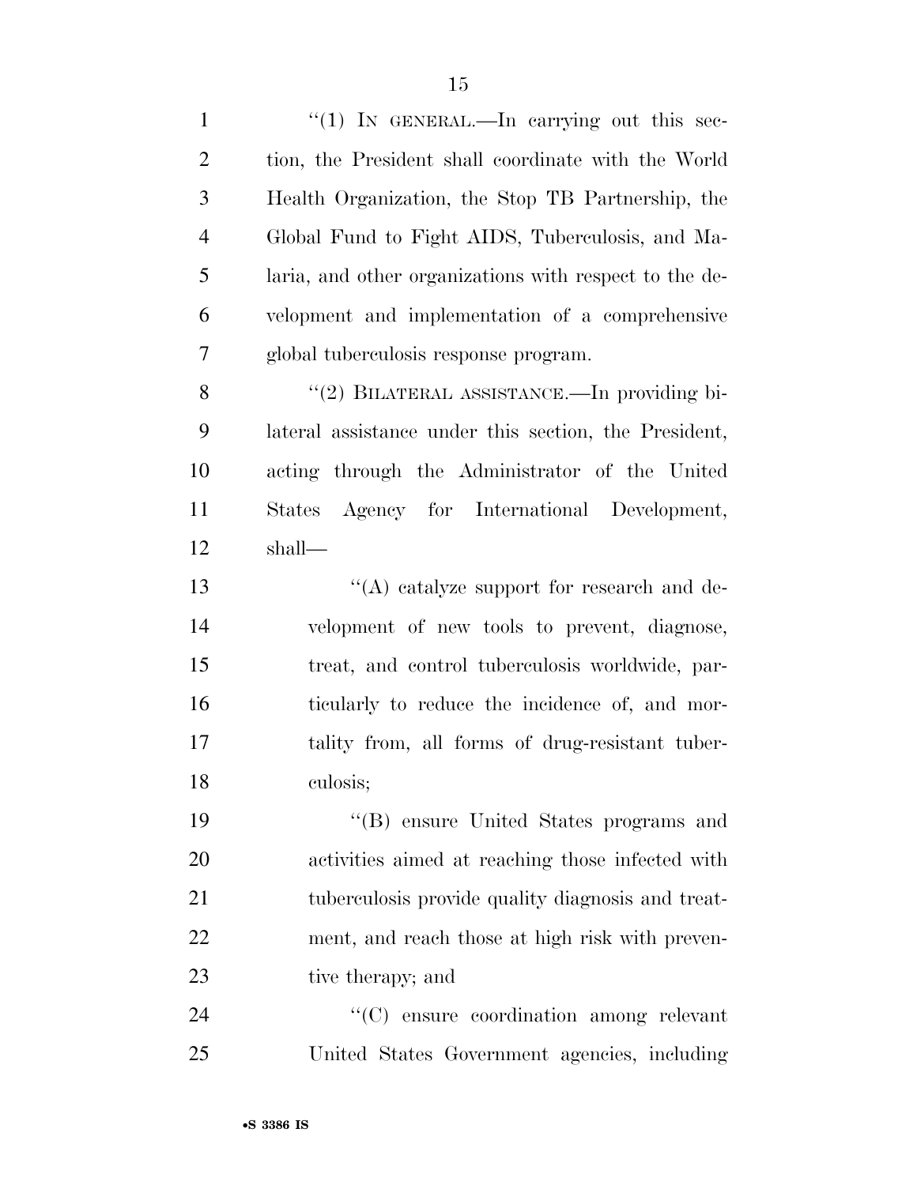"(1) IN GENERAL.—In carrying out this section, the President shall coordinate with the World Health Organization, the Stop TB Partnership, the Global Fund to Fight AIDS, Tuberculosis, and Malaria, and other organizations with respect to the development and implementation of a comprehensive global tuberculosis response program.

"(2) BILATERAL ASSISTANCE.—In providing bilateral assistance under this section, the President, acting through the Administrator of the United States Agency for International Development, shall—

"(A) catalyze support for research and development of new tools to prevent, diagnose, treat, and control tuberculosis worldwide, particularly to reduce the incidence of, and mortality from, all forms of drug-resistant tuberculosis;

"(B) ensure United States programs and activities aimed at reaching those infected with tuberculosis provide quality diagnosis and treatment, and reach those at high risk with preventive therapy; and

"(C) ensure coordination among relevant United States Government agencies, including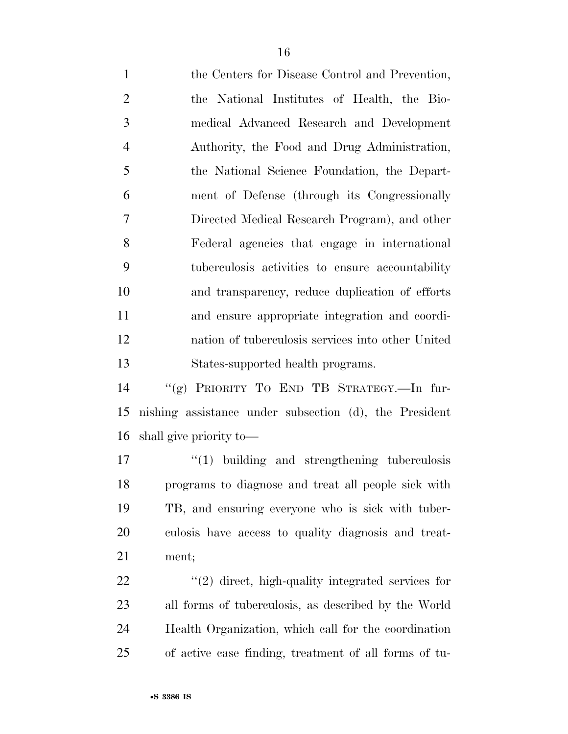the Centers for Disease Control and Prevention, the National Institutes of Health, the Biomedical Advanced Research and Development Authority, the Food and Drug Administration, the National Science Foundation, the Department of Defense (through its Congressionally Directed Medical Research Program), and other Federal agencies that engage in international tuberculosis activities to ensure accountability and transparency, reduce duplication of efforts and ensure appropriate integration and coordination of tuberculosis services into other United States-supported health programs.

"(g) PRIORITY TO END TB STRATEGY.—In furnishing assistance under subsection (d), the President shall give priority to—

"(1) building and strengthening tuberculosis programs to diagnose and treat all people sick with TB, and ensuring everyone who is sick with tuberculosis have access to quality diagnosis and treatment;

"(2) direct, high-quality integrated services for all forms of tuberculosis, as described by the World Health Organization, which call for the coordination of active case finding, treatment of all forms of tu-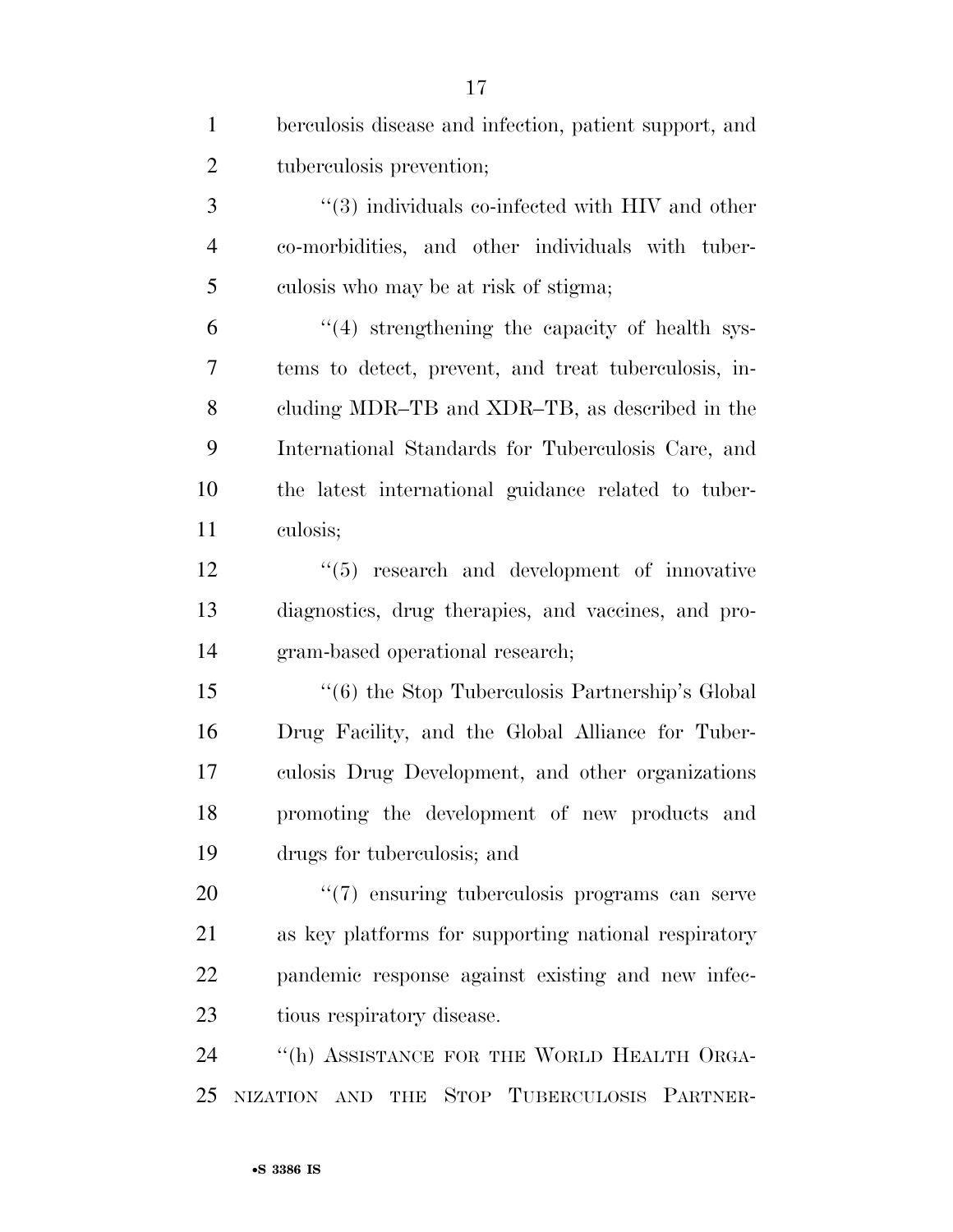berculosis disease and infection, patient support, and tuberculosis prevention;

''(3) individuals co-infected with HIV and other co-morbidities, and other individuals with tuberculosis who may be at risk of stigma;

''(4) strengthening the capacity of health systems to detect, prevent, and treat tuberculosis, including MDR–TB and XDR–TB, as described in the International Standards for Tuberculosis Care, and the latest international guidance related to tuberculosis;

''(5) research and development of innovative diagnostics, drug therapies, and vaccines, and program-based operational research;

''(6) the Stop Tuberculosis Partnership's Global Drug Facility, and the Global Alliance for Tuberculosis Drug Development, and other organizations promoting the development of new products and drugs for tuberculosis; and

''(7) ensuring tuberculosis programs can serve as key platforms for supporting national respiratory pandemic response against existing and new infectious respiratory disease.

''(h) ASSISTANCE FOR THE WORLD HEALTH ORGANIZATION AND THE STOP TUBERCULOSIS PARTNER-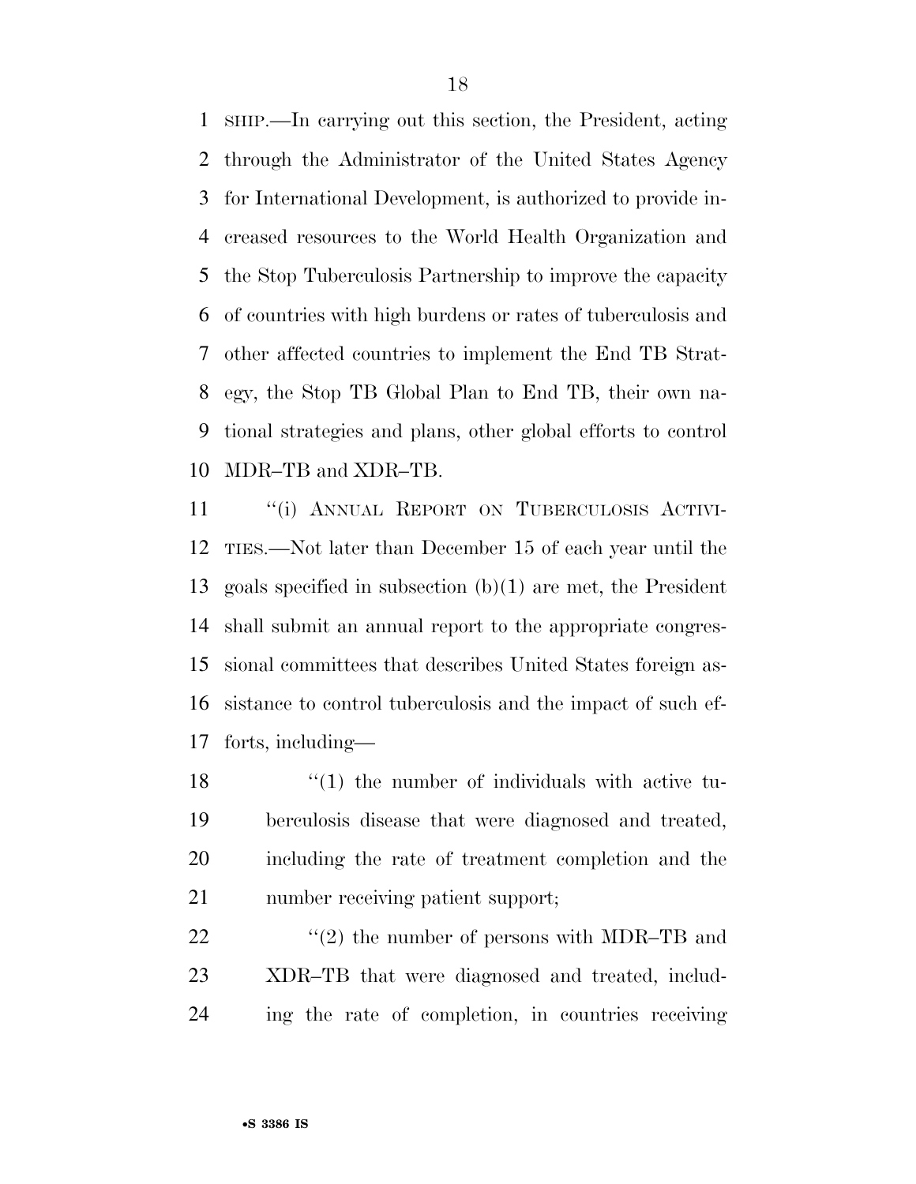SHIP.—In carrying out this section, the President, acting through the Administrator of the United States Agency for International Development, is authorized to provide increased resources to the World Health Organization and the Stop Tuberculosis Partnership to improve the capacity of countries with high burdens or rates of tuberculosis and other affected countries to implement the End TB Strategy, the Stop TB Global Plan to End TB, their own national strategies and plans, other global efforts to control MDR–TB and XDR–TB.

"(i) ANNUAL REPORT ON TUBERCULOSIS ACTIVITIES.—Not later than December 15 of each year until the goals specified in subsection (b)(1) are met, the President shall submit an annual report to the appropriate congressional committees that describes United States foreign assistance to control tuberculosis and the impact of such efforts, including—

"(1) the number of individuals with active tuberculosis disease that were diagnosed and treated, including the rate of treatment completion and the number receiving patient support;

"(2) the number of persons with MDR–TB and XDR–TB that were diagnosed and treated, including the rate of completion, in countries receiving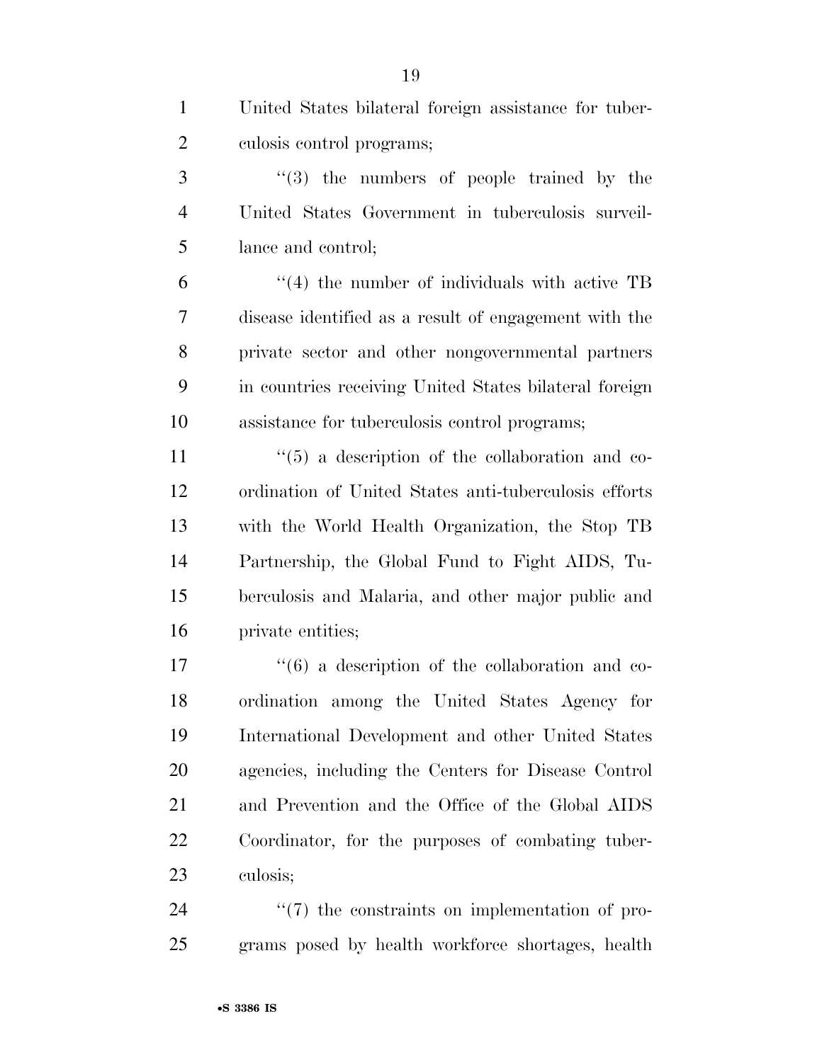United States bilateral foreign assistance for tuberculosis control programs;

''(3) the numbers of people trained by the United States Government in tuberculosis surveillance and control;

''(4) the number of individuals with active TB disease identified as a result of engagement with the private sector and other nongovernmental partners in countries receiving United States bilateral foreign assistance for tuberculosis control programs;

''(5) a description of the collaboration and coordination of United States anti-tuberculosis efforts with the World Health Organization, the Stop TB Partnership, the Global Fund to Fight AIDS, Tuberculosis and Malaria, and other major public and private entities;

''(6) a description of the collaboration and coordination among the United States Agency for International Development and other United States agencies, including the Centers for Disease Control and Prevention and the Office of the Global AIDS Coordinator, for the purposes of combating tuberculosis;

''(7) the constraints on implementation of programs posed by health workforce shortages, health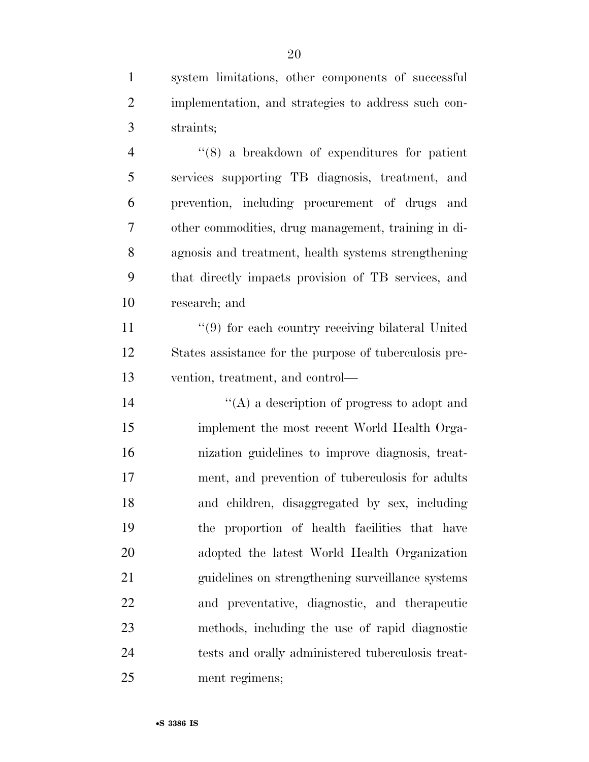system limitations, other components of successful implementation, and strategies to address such constraints;

''(8) a breakdown of expenditures for patient services supporting TB diagnosis, treatment, and prevention, including procurement of drugs and other commodities, drug management, training in diagnosis and treatment, health systems strengthening that directly impacts provision of TB services, and research; and

''(9) for each country receiving bilateral United States assistance for the purpose of tuberculosis prevention, treatment, and control—

''(A) a description of progress to adopt and implement the most recent World Health Organization guidelines to improve diagnosis, treatment, and prevention of tuberculosis for adults and children, disaggregated by sex, including the proportion of health facilities that have adopted the latest World Health Organization guidelines on strengthening surveillance systems and preventative, diagnostic, and therapeutic methods, including the use of rapid diagnostic tests and orally administered tuberculosis treatment regimens;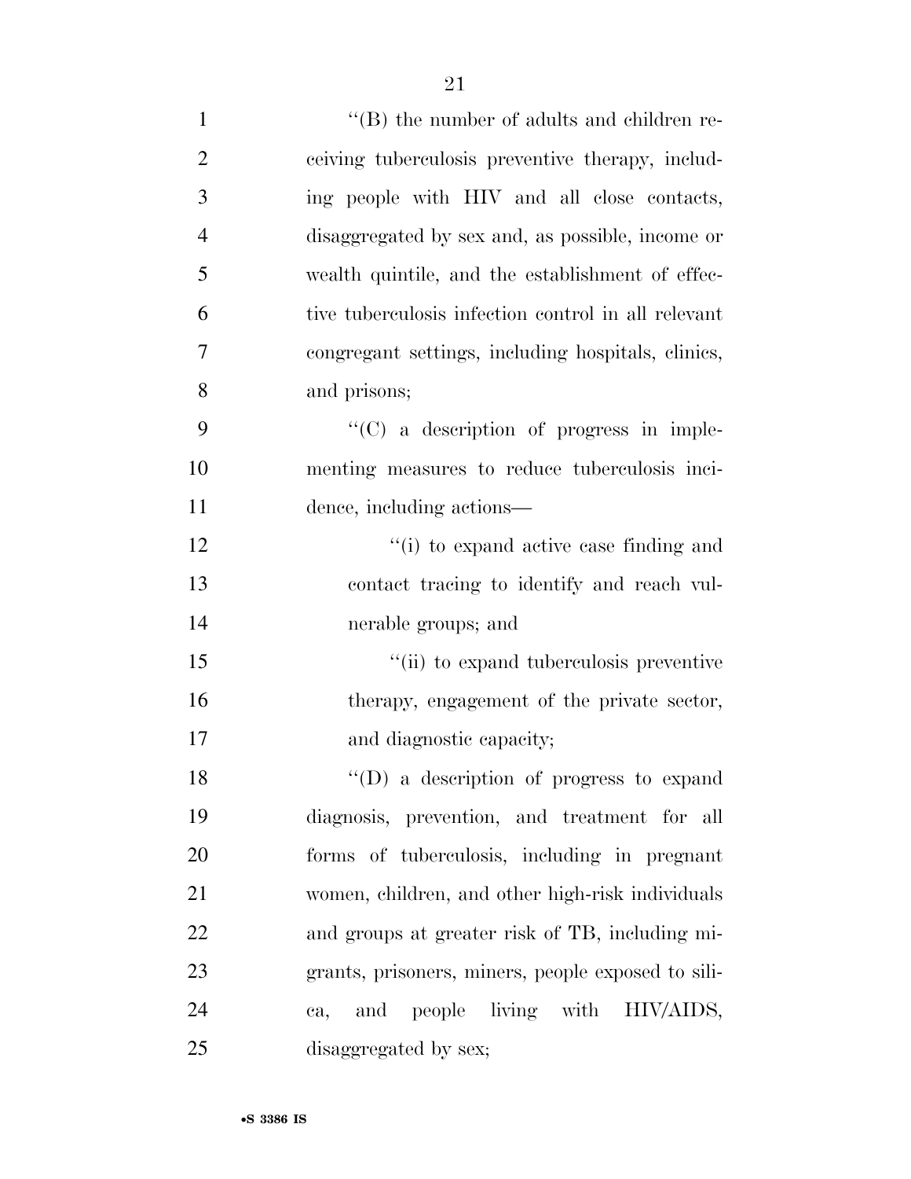''(B) the number of adults and children receiving tuberculosis preventive therapy, including people with HIV and all close contacts, disaggregated by sex and, as possible, income or wealth quintile, and the establishment of effective tuberculosis infection control in all relevant congregant settings, including hospitals, clinics, and prisons;

''(C) a description of progress in implementing measures to reduce tuberculosis incidence, including actions—

''(i) to expand active case finding and contact tracing to identify and reach vulnerable groups; and

''(ii) to expand tuberculosis preventive therapy, engagement of the private sector, and diagnostic capacity;

''(D) a description of progress to expand diagnosis, prevention, and treatment for all forms of tuberculosis, including in pregnant women, children, and other high-risk individuals and groups at greater risk of TB, including migrants, prisoners, miners, people exposed to silica, and people living with HIV/AIDS, disaggregated by sex;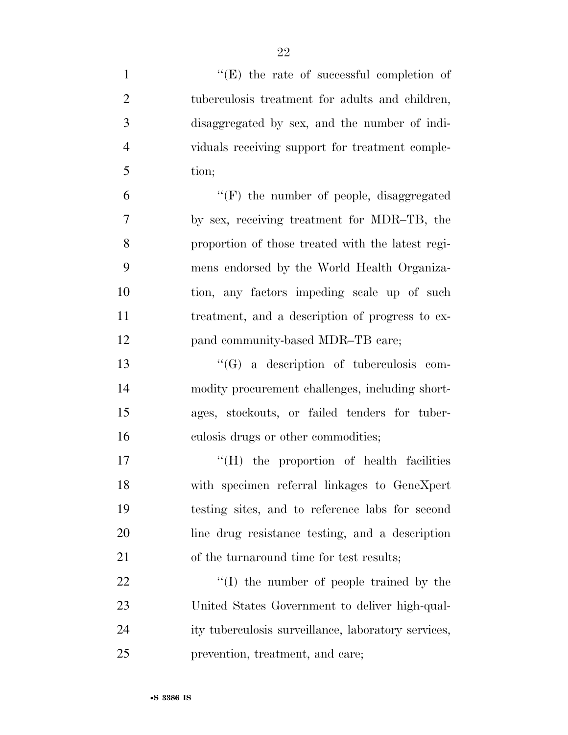''(E) the rate of successful completion of tuberculosis treatment for adults and children, disaggregated by sex, and the number of individuals receiving support for treatment completion;

''(F) the number of people, disaggregated by sex, receiving treatment for MDR–TB, the proportion of those treated with the latest regimens endorsed by the World Health Organization, any factors impeding scale up of such treatment, and a description of progress to expand community-based MDR–TB care;

''(G) a description of tuberculosis commodity procurement challenges, including shortages, stockouts, or failed tenders for tuberculosis drugs or other commodities;

''(H) the proportion of health facilities with specimen referral linkages to GeneXpert testing sites, and to reference labs for second line drug resistance testing, and a description of the turnaround time for test results;

''(I) the number of people trained by the United States Government to deliver high-quality tuberculosis surveillance, laboratory services, prevention, treatment, and care;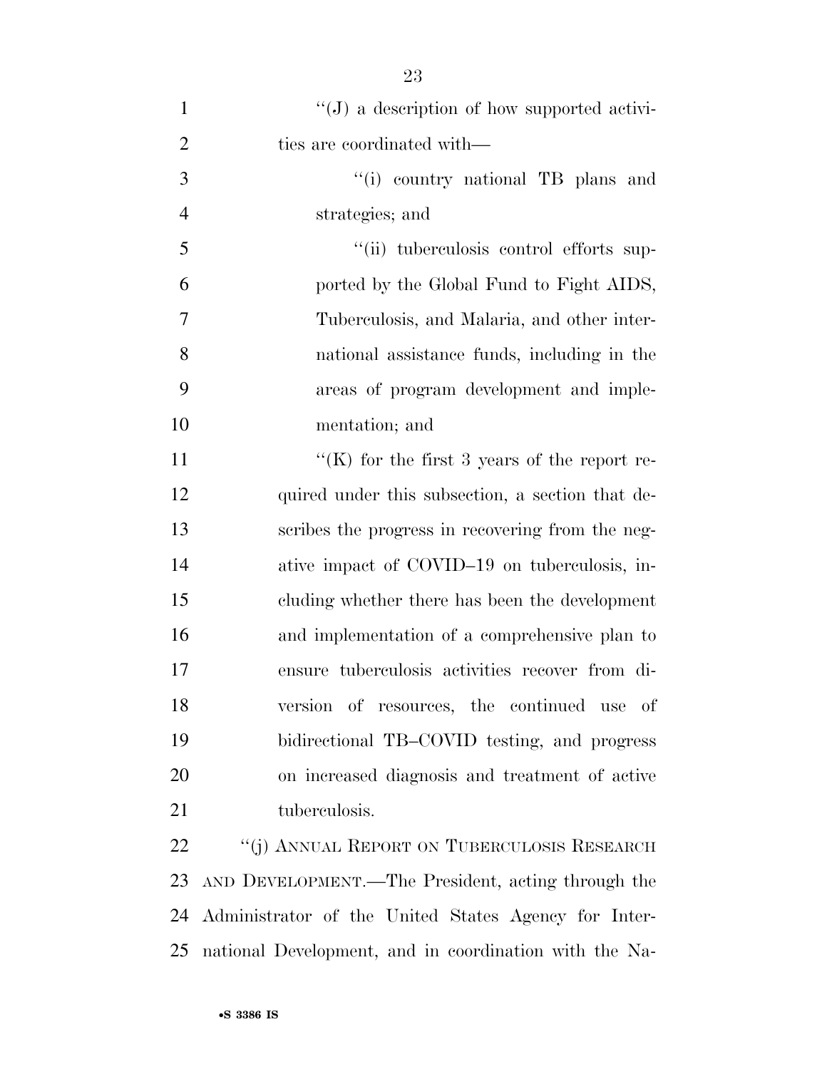''(J) a description of how supported activities are coordinated with—

''(i) country national TB plans and strategies; and

''(ii) tuberculosis control efforts supported by the Global Fund to Fight AIDS, Tuberculosis, and Malaria, and other international assistance funds, including in the areas of program development and implementation; and

''(K) for the first 3 years of the report required under this subsection, a section that describes the progress in recovering from the negative impact of COVID–19 on tuberculosis, including whether there has been the development and implementation of a comprehensive plan to ensure tuberculosis activities recover from diversion of resources, the continued use of bidirectional TB–COVID testing, and progress on increased diagnosis and treatment of active tuberculosis.

''(j) ANNUAL REPORT ON TUBERCULOSIS RESEARCH AND DEVELOPMENT.—The President, acting through the Administrator of the United States Agency for International Development, and in coordination with the Na-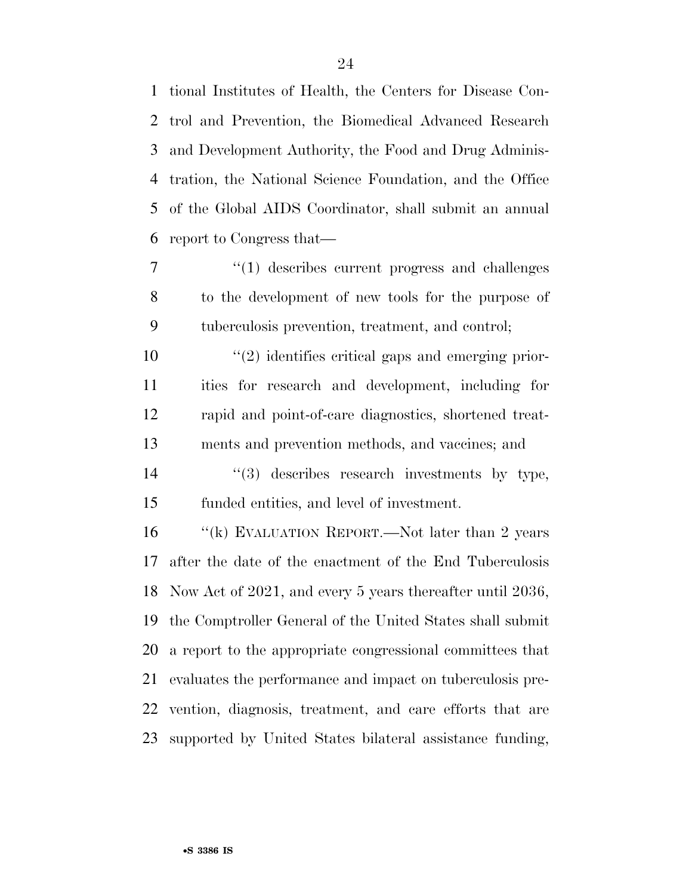tional Institutes of Health, the Centers for Disease Control and Prevention, the Biomedical Advanced Research and Development Authority, the Food and Drug Administration, the National Science Foundation, and the Office of the Global AIDS Coordinator, shall submit an annual report to Congress that—

"(1) describes current progress and challenges to the development of new tools for the purpose of tuberculosis prevention, treatment, and control;

"(2) identifies critical gaps and emerging priorities for research and development, including for rapid and point-of-care diagnostics, shortened treatments and prevention methods, and vaccines; and

"(3) describes research investments by type, funded entities, and level of investment.

"(k) EVALUATION REPORT.—Not later than 2 years after the date of the enactment of the End Tuberculosis Now Act of 2021, and every 5 years thereafter until 2036, the Comptroller General of the United States shall submit a report to the appropriate congressional committees that evaluates the performance and impact on tuberculosis prevention, diagnosis, treatment, and care efforts that are supported by United States bilateral assistance funding,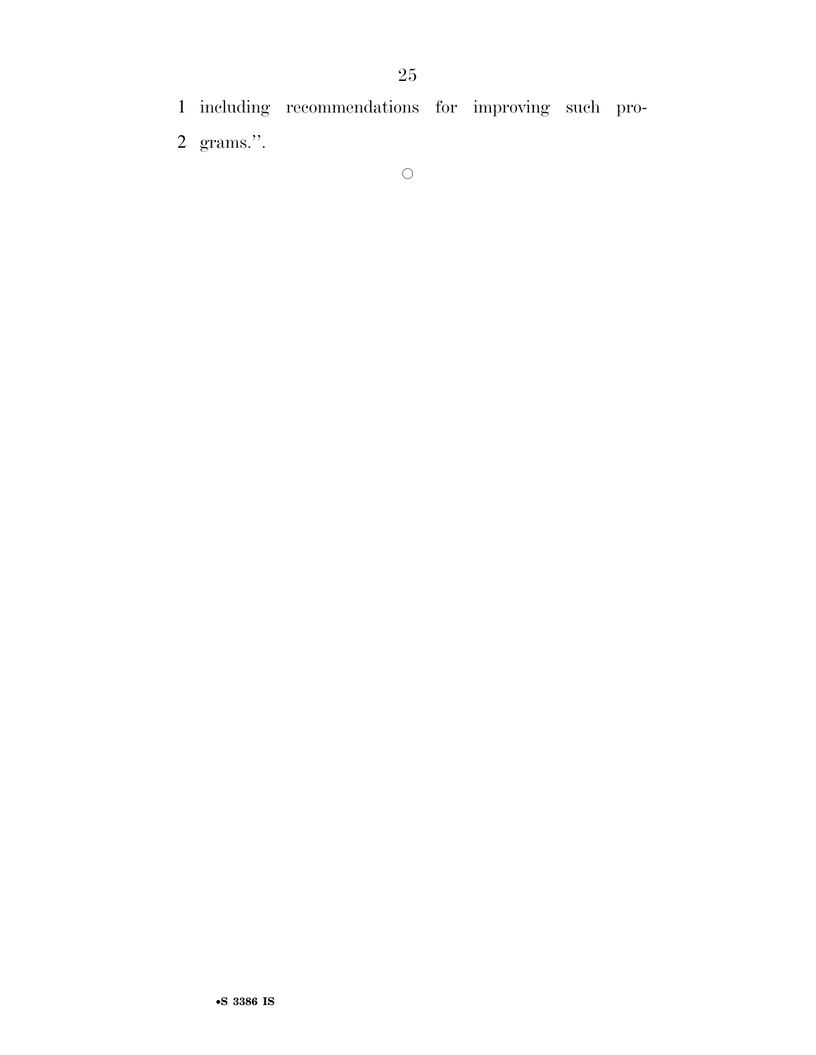including recommendations for improving such programs.''.

○